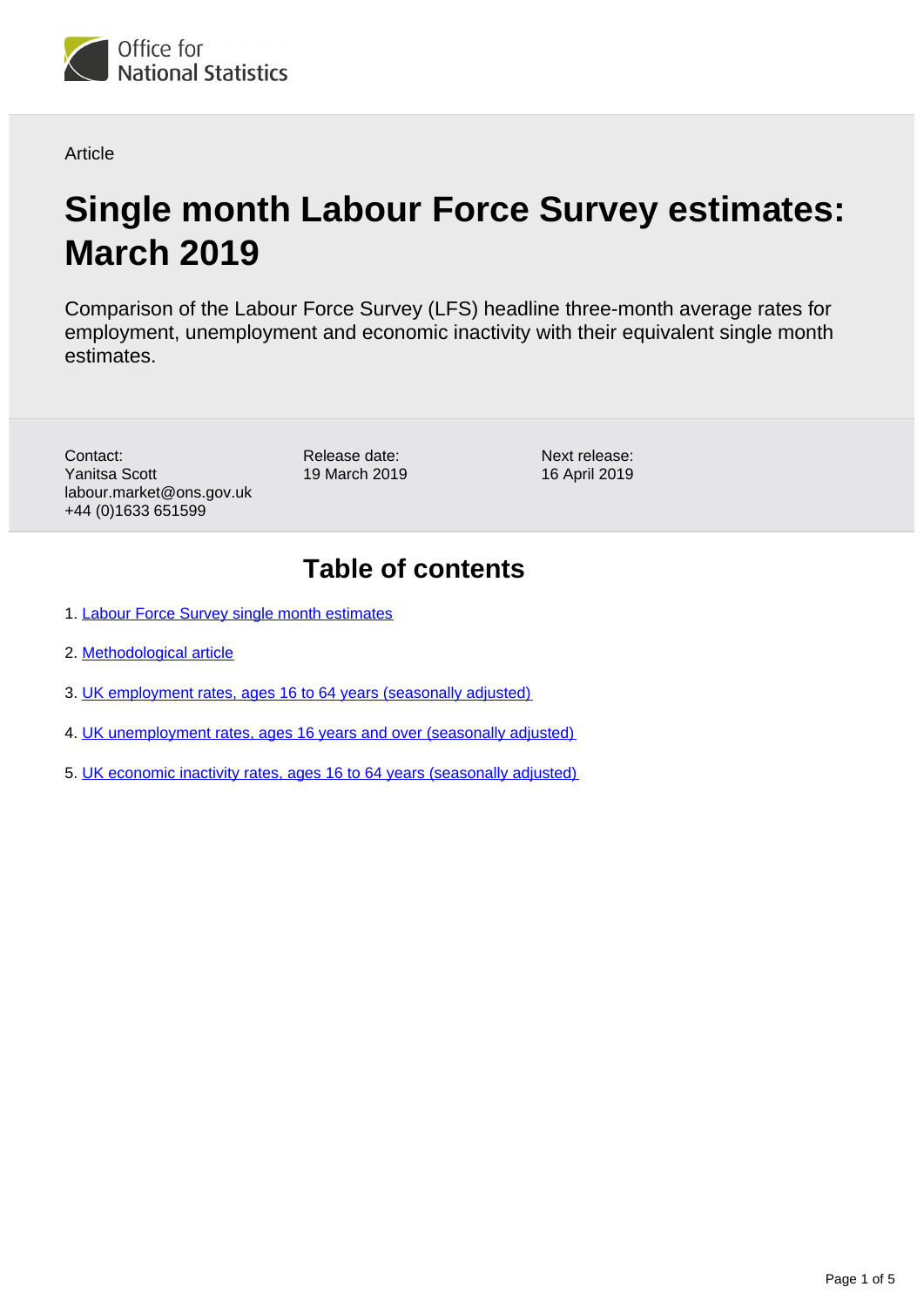Office for National Statistics

Article

# Single month Labour Force Survey estimates: March 2019

Comparison of the Labour Force Survey (LFS) headline three-month average rates for employment, unemployment and economic inactivity with their equivalent single month estimates.

Contact:
Yanitsa Scott
labour.market@ons.gov.uk
+44 (0)1633 651599

Release date:
19 March 2019

Next release:
16 April 2019

## Table of contents

1. Labour Force Survey single month estimates
2. Methodological article
3. UK employment rates, ages 16 to 64 years (seasonally adjusted)
4. UK unemployment rates, ages 16 years and over (seasonally adjusted)
5. UK economic inactivity rates, ages 16 to 64 years (seasonally adjusted)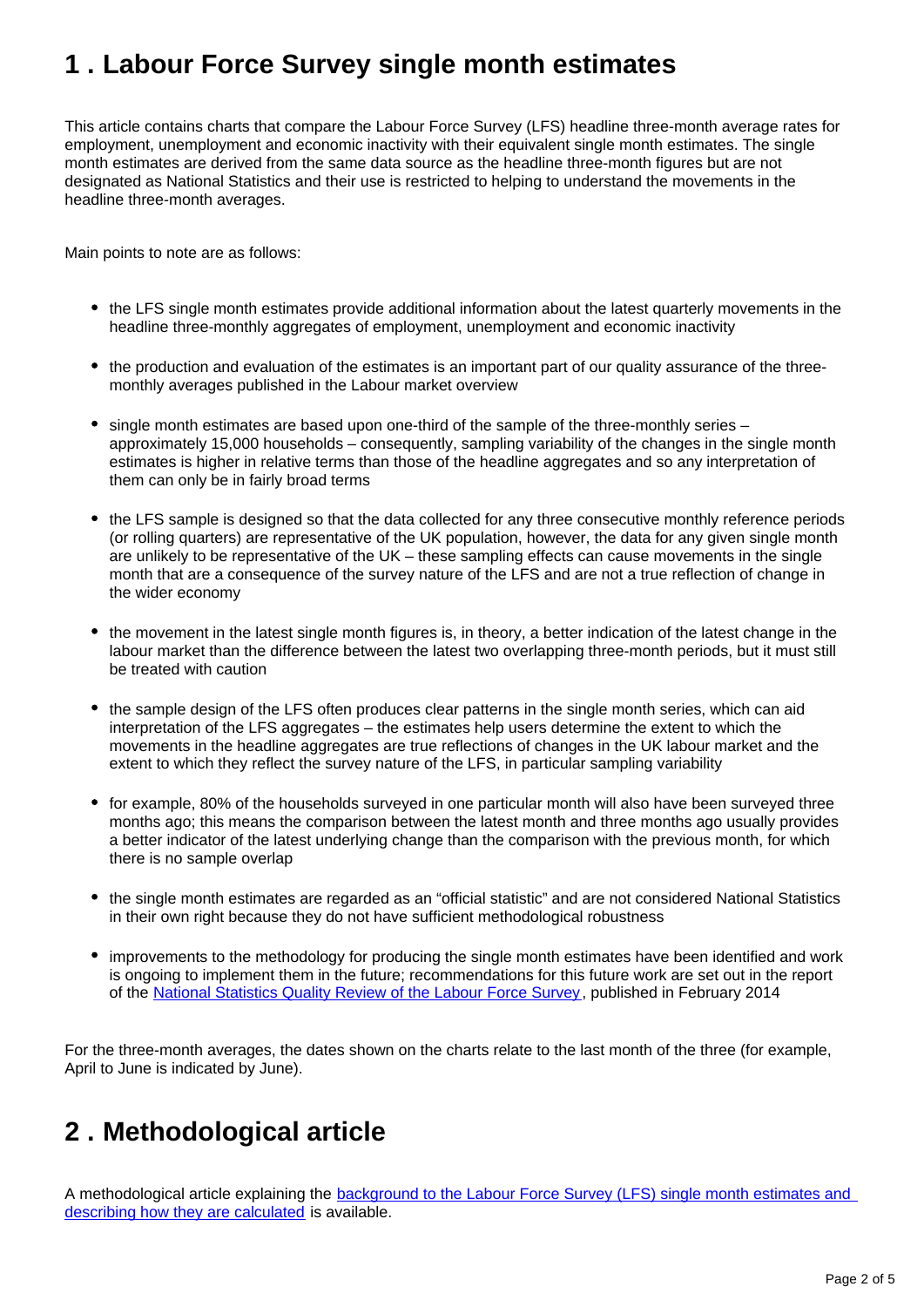## 1 . Labour Force Survey single month estimates

This article contains charts that compare the Labour Force Survey (LFS) headline three-month average rates for employment, unemployment and economic inactivity with their equivalent single month estimates. The single month estimates are derived from the same data source as the headline three-month figures but are not designated as National Statistics and their use is restricted to helping to understand the movements in the headline three-month averages.

Main points to note are as follows:

- the LFS single month estimates provide additional information about the latest quarterly movements in the headline three-monthly aggregates of employment, unemployment and economic inactivity
- the production and evaluation of the estimates is an important part of our quality assurance of the three-monthly averages published in the Labour market overview
- single month estimates are based upon one-third of the sample of the three-monthly series – approximately 15,000 households – consequently, sampling variability of the changes in the single month estimates is higher in relative terms than those of the headline aggregates and so any interpretation of them can only be in fairly broad terms
- the LFS sample is designed so that the data collected for any three consecutive monthly reference periods (or rolling quarters) are representative of the UK population, however, the data for any given single month are unlikely to be representative of the UK – these sampling effects can cause movements in the single month that are a consequence of the survey nature of the LFS and are not a true reflection of change in the wider economy
- the movement in the latest single month figures is, in theory, a better indication of the latest change in the labour market than the difference between the latest two overlapping three-month periods, but it must still be treated with caution
- the sample design of the LFS often produces clear patterns in the single month series, which can aid interpretation of the LFS aggregates – the estimates help users determine the extent to which the movements in the headline aggregates are true reflections of changes in the UK labour market and the extent to which they reflect the survey nature of the LFS, in particular sampling variability
- for example, 80% of the households surveyed in one particular month will also have been surveyed three months ago; this means the comparison between the latest month and three months ago usually provides a better indicator of the latest underlying change than the comparison with the previous month, for which there is no sample overlap
- the single month estimates are regarded as an "official statistic" and are not considered National Statistics in their own right because they do not have sufficient methodological robustness
- improvements to the methodology for producing the single month estimates have been identified and work is ongoing to implement them in the future; recommendations for this future work are set out in the report of the National Statistics Quality Review of the Labour Force Survey, published in February 2014

For the three-month averages, the dates shown on the charts relate to the last month of the three (for example, April to June is indicated by June).

## 2 . Methodological article

A methodological article explaining the background to the Labour Force Survey (LFS) single month estimates and describing how they are calculated is available.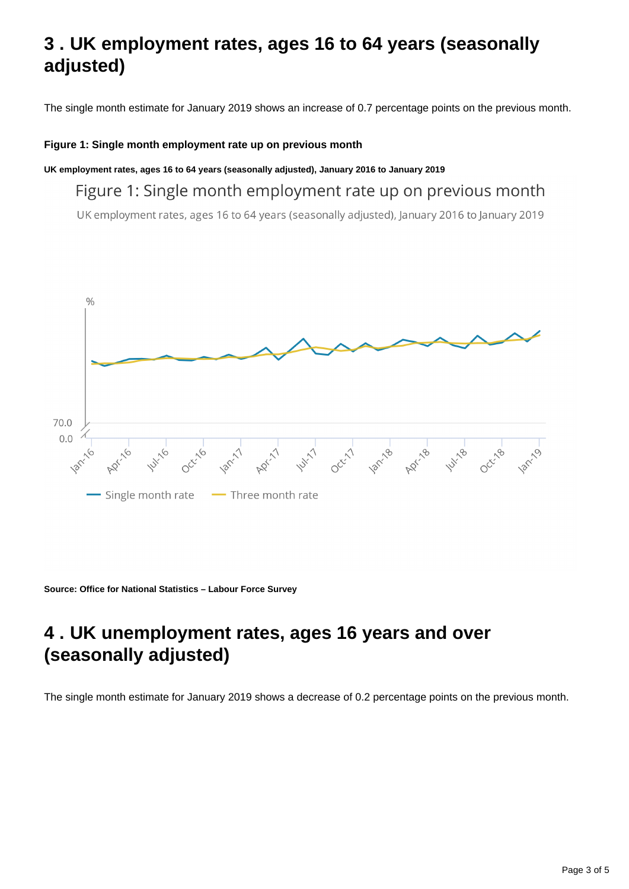## 3 . UK employment rates, ages 16 to 64 years (seasonally adjusted)

The single month estimate for January 2019 shows an increase of 0.7 percentage points on the previous month.

**Figure 1: Single month employment rate up on previous month**

**UK employment rates, ages 16 to 64 years (seasonally adjusted), January 2016 to January 2019**

Figure 1: Single month employment rate up on previous month

UK employment rates, ages 16 to 64 years (seasonally adjusted), January 2016 to January 2019

%

70.0

0.0

Jan-16 Apr-16 Jul-16 Oct-16 Jan-17 Apr-17 Jul-17 Oct-17 Jan-18 Apr-18 Jul-18 Oct-18 Jan-19

Single month rate — Three month rate

**Source: Office for National Statistics – Labour Force Survey**

## 4 . UK unemployment rates, ages 16 years and over (seasonally adjusted)

The single month estimate for January 2019 shows a decrease of 0.2 percentage points on the previous month.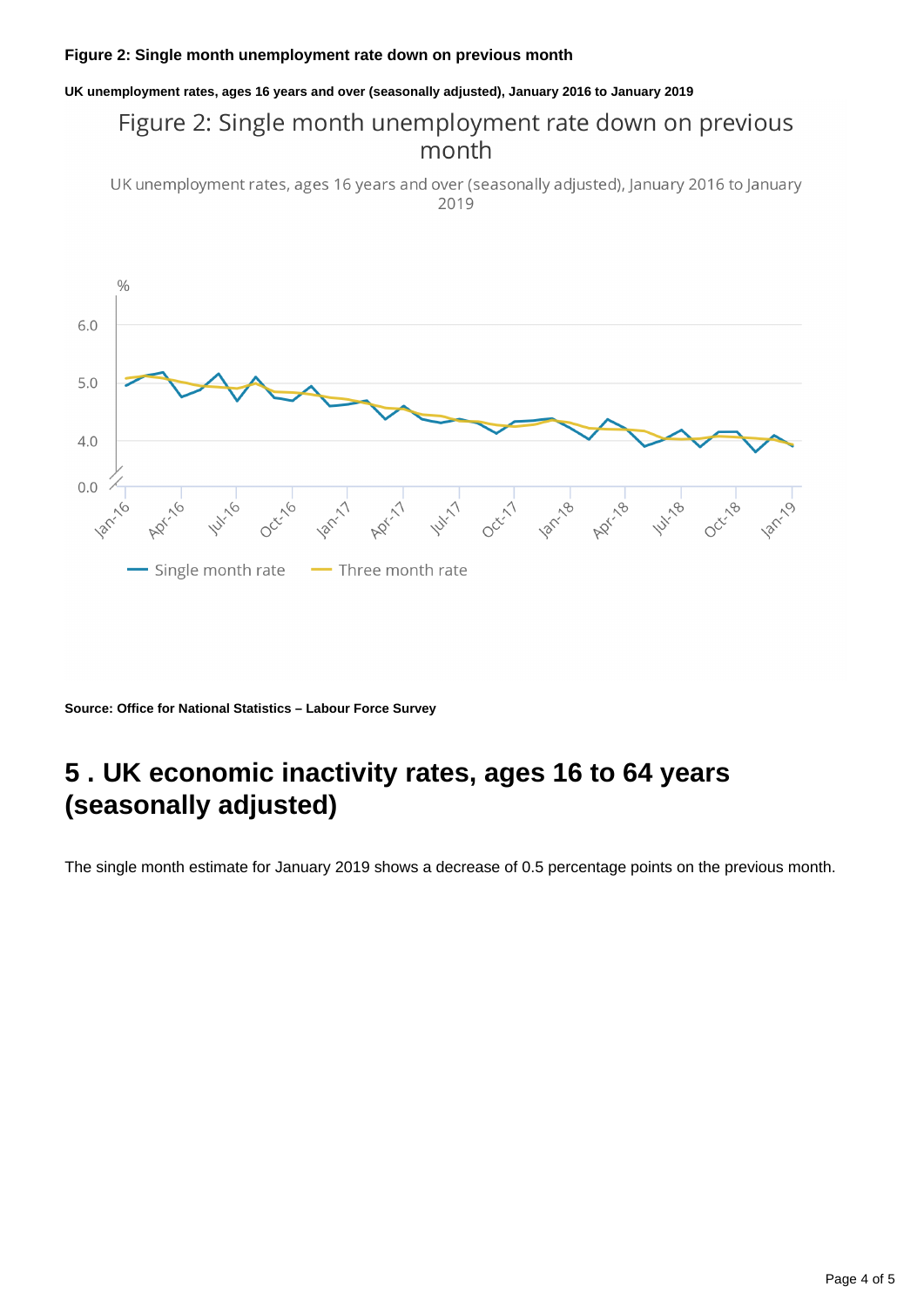**Figure 2: Single month unemployment rate down on previous month**

**UK unemployment rates, ages 16 years and over (seasonally adjusted), January 2016 to January 2019**

Figure 2: Single month unemployment rate down on previous month

UK unemployment rates, ages 16 years and over (seasonally adjusted), January 2016 to January 2019

**Source: Office for National Statistics – Labour Force Survey**

## 5 . UK economic inactivity rates, ages 16 to 64 years (seasonally adjusted)

The single month estimate for January 2019 shows a decrease of 0.5 percentage points on the previous month.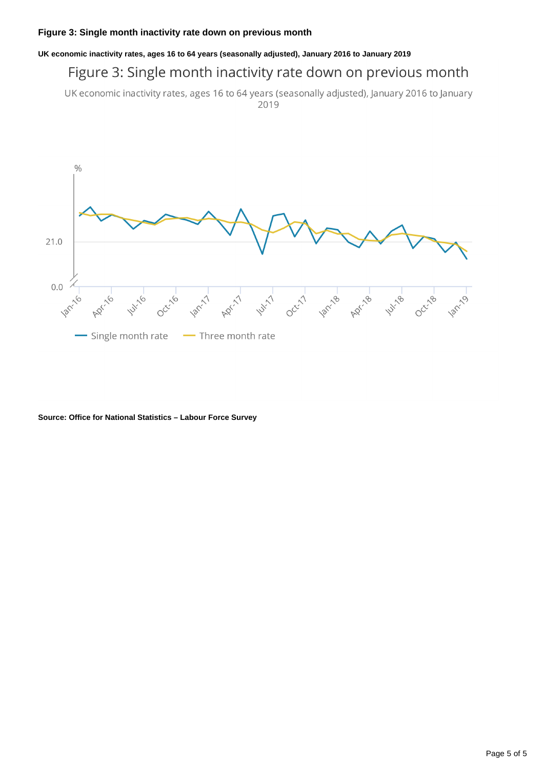### Figure 3: Single month inactivity rate down on previous month

**UK economic inactivity rates, ages 16 to 64 years (seasonally adjusted), January 2016 to January 2019**

Figure 3: Single month inactivity rate down on previous month

UK economic inactivity rates, ages 16 to 64 years (seasonally adjusted), January 2016 to January 2019

%

21.0

0.0

Jan-16
Apr-16
Jul-16
Oct-16
Jan-17
Apr-17
Jul-17
Oct-17
Jan-18
Apr-18
Jul-18
Oct-18
Jan-19

Single month rate
Three month rate

**Source: Office for National Statistics – Labour Force Survey**